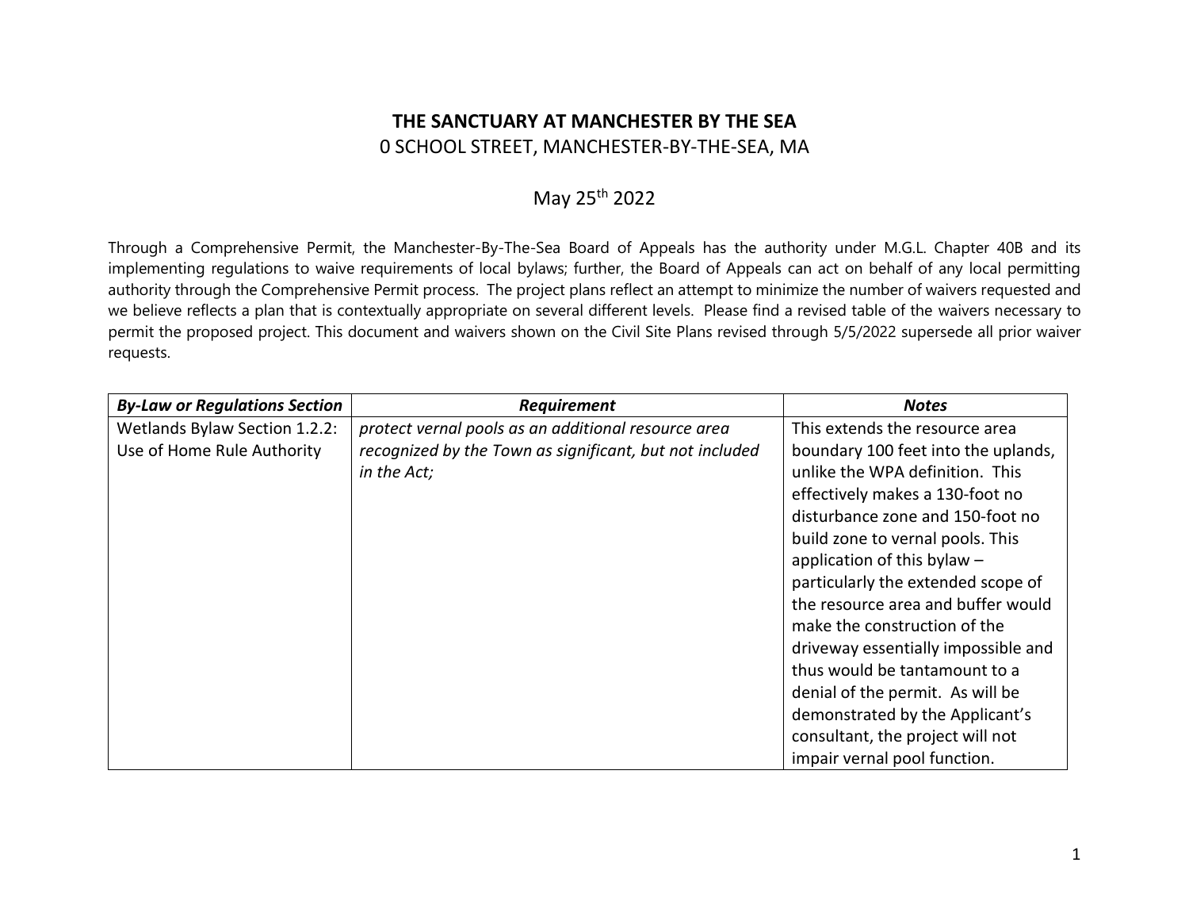# THE SANCTUARY AT MANCHESTER BY THE SEA

0 SCHOOL STREET, MANCHESTER-BY-THE-SEA, MA

May 25th 2022

Through a Comprehensive Permit, the Manchester-By-The-Sea Board of Appeals has the authority under M.G.L. Chapter 40B and its implementing regulations to waive requirements of local bylaws; further, the Board of Appeals can act on behalf of any local permitting authority through the Comprehensive Permit process. The project plans reflect an attempt to minimize the number of waivers requested and we believe reflects a plan that is contextually appropriate on several different levels. Please find a revised table of the waivers necessary to permit the proposed project. This document and waivers shown on the Civil Site Plans revised through 5/5/2022 supersede all prior waiver requests.

| ***By-Law or Regulations Section*** | ***Requirement*** | ***Notes*** |
|---|---|---|
| Wetlands Bylaw Section 1.2.2: Use of Home Rule Authority | *protect vernal pools as an additional resource area recognized by the Town as significant, but not included in the Act;* | This extends the resource area boundary 100 feet into the uplands, unlike the WPA definition. This effectively makes a 130-foot no disturbance zone and 150-foot no build zone to vernal pools. This application of this bylaw – particularly the extended scope of the resource area and buffer would make the construction of the driveway essentially impossible and thus would be tantamount to a denial of the permit. As will be demonstrated by the Applicant's consultant, the project will not impair vernal pool function. |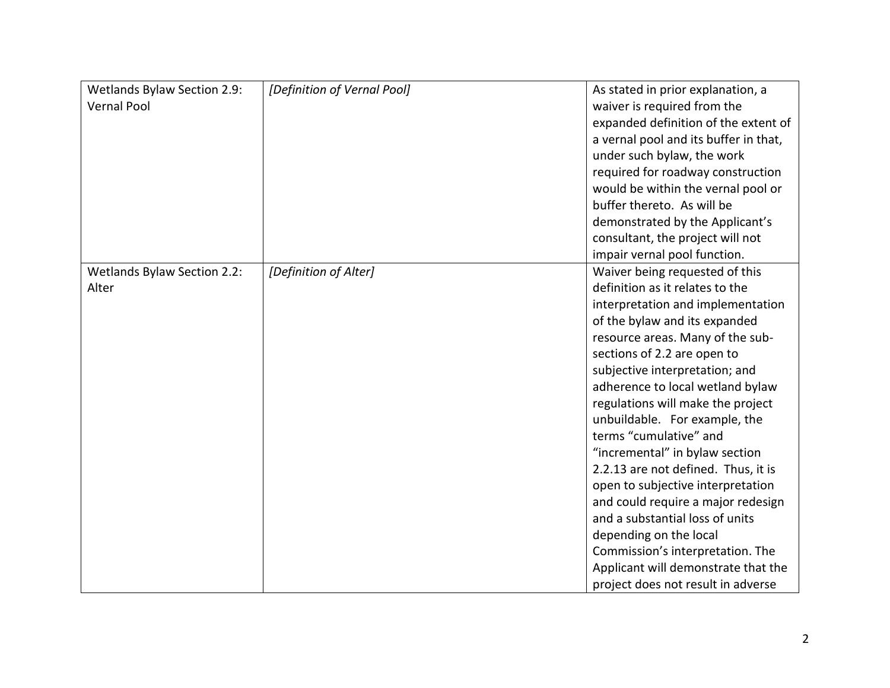| | | |
|---|---|---|
| Wetlands Bylaw Section 2.9: Vernal Pool | *[Definition of Vernal Pool]* | As stated in prior explanation, a waiver is required from the expanded definition of the extent of a vernal pool and its buffer in that, under such bylaw, the work required for roadway construction would be within the vernal pool or buffer thereto. As will be demonstrated by the Applicant's consultant, the project will not impair vernal pool function. |
| Wetlands Bylaw Section 2.2: Alter | *[Definition of Alter]* | Waiver being requested of this definition as it relates to the interpretation and implementation of the bylaw and its expanded resource areas. Many of the sub-sections of 2.2 are open to subjective interpretation; and adherence to local wetland bylaw regulations will make the project unbuildable. For example, the terms "cumulative" and "incremental" in bylaw section 2.2.13 are not defined. Thus, it is open to subjective interpretation and could require a major redesign and a substantial loss of units depending on the local Commission's interpretation. The Applicant will demonstrate that the project does not result in adverse |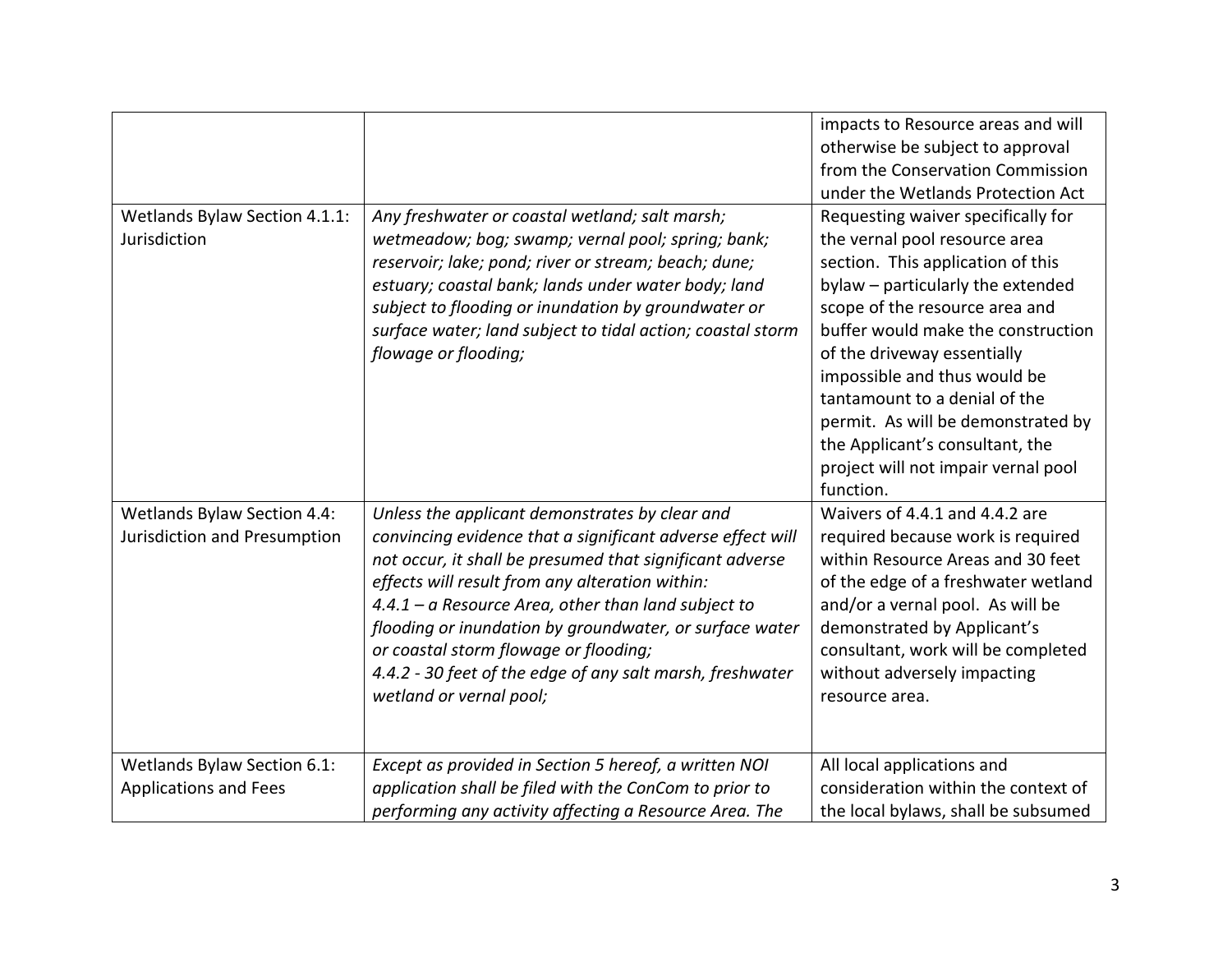| | | |
|---|---|---|
| | | impacts to Resource areas and will otherwise be subject to approval from the Conservation Commission under the Wetlands Protection Act |
| Wetlands Bylaw Section 4.1.1: Jurisdiction | *Any freshwater or coastal wetland; salt marsh; wetmeadow; bog; swamp; vernal pool; spring; bank; reservoir; lake; pond; river or stream; beach; dune; estuary; coastal bank; lands under water body; land subject to flooding or inundation by groundwater or surface water; land subject to tidal action; coastal storm flowage or flooding;* | Requesting waiver specifically for the vernal pool resource area section. This application of this bylaw – particularly the extended scope of the resource area and buffer would make the construction of the driveway essentially impossible and thus would be tantamount to a denial of the permit. As will be demonstrated by the Applicant's consultant, the project will not impair vernal pool function. |
| Wetlands Bylaw Section 4.4: Jurisdiction and Presumption | *Unless the applicant demonstrates by clear and convincing evidence that a significant adverse effect will not occur, it shall be presumed that significant adverse effects will result from any alteration within:*<br>*4.4.1 – a Resource Area, other than land subject to flooding or inundation by groundwater, or surface water or coastal storm flowage or flooding;*<br>*4.4.2 - 30 feet of the edge of any salt marsh, freshwater wetland or vernal pool;* | Waivers of 4.4.1 and 4.4.2 are required because work is required within Resource Areas and 30 feet of the edge of a freshwater wetland and/or a vernal pool. As will be demonstrated by Applicant's consultant, work will be completed without adversely impacting resource area. |
| Wetlands Bylaw Section 6.1: Applications and Fees | *Except as provided in Section 5 hereof, a written NOI application shall be filed with the ConCom to prior to performing any activity affecting a Resource Area. The* | All local applications and consideration within the context of the local bylaws, shall be subsumed |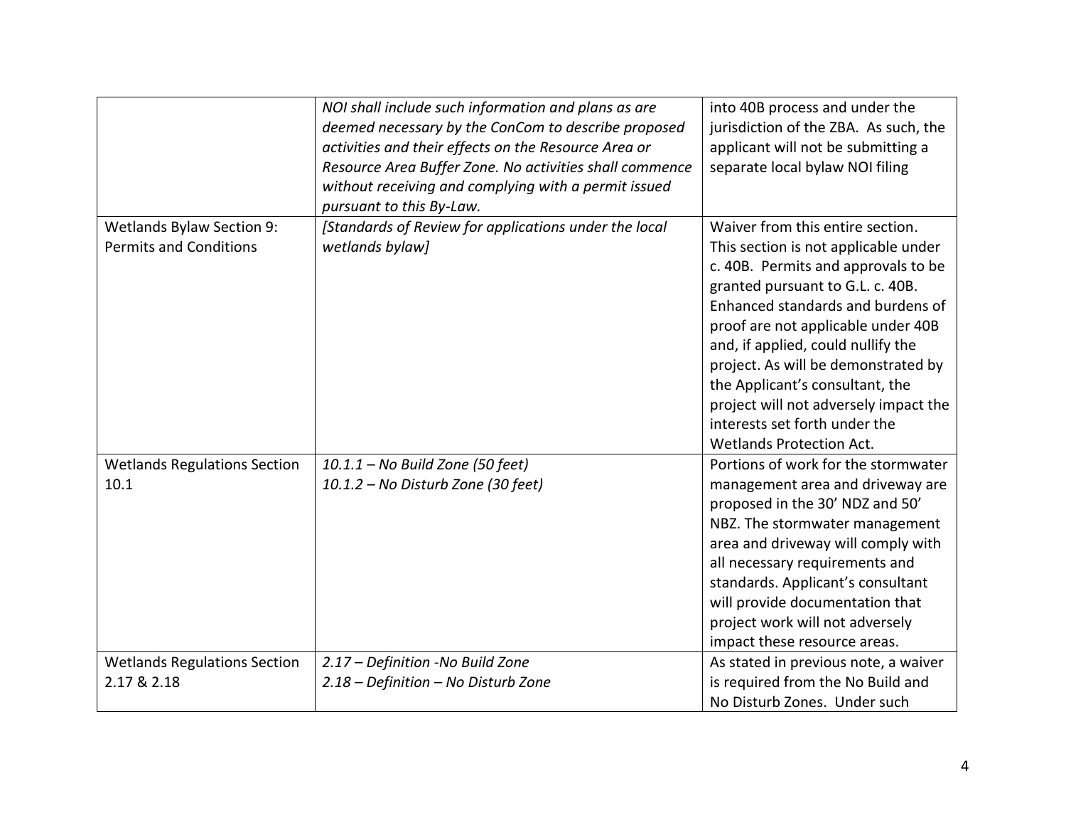| | | |
|---|---|---|
| | *NOI shall include such information and plans as are deemed necessary by the ConCom to describe proposed activities and their effects on the Resource Area or Resource Area Buffer Zone. No activities shall commence without receiving and complying with a permit issued pursuant to this By-Law.* | into 40B process and under the jurisdiction of the ZBA. As such, the applicant will not be submitting a separate local bylaw NOI filing |
| Wetlands Bylaw Section 9: Permits and Conditions | *[Standards of Review for applications under the local wetlands bylaw]* | Waiver from this entire section. This section is not applicable under c. 40B. Permits and approvals to be granted pursuant to G.L. c. 40B. Enhanced standards and burdens of proof are not applicable under 40B and, if applied, could nullify the project. As will be demonstrated by the Applicant's consultant, the project will not adversely impact the interests set forth under the Wetlands Protection Act. |
| Wetlands Regulations Section 10.1 | *10.1.1 – No Build Zone (50 feet)*<br>*10.1.2 – No Disturb Zone (30 feet)* | Portions of work for the stormwater management area and driveway are proposed in the 30' NDZ and 50' NBZ. The stormwater management area and driveway will comply with all necessary requirements and standards. Applicant's consultant will provide documentation that project work will not adversely impact these resource areas. |
| Wetlands Regulations Section 2.17 & 2.18 | *2.17 – Definition -No Build Zone*<br>*2.18 – Definition – No Disturb Zone* | As stated in previous note, a waiver is required from the No Build and No Disturb Zones. Under such |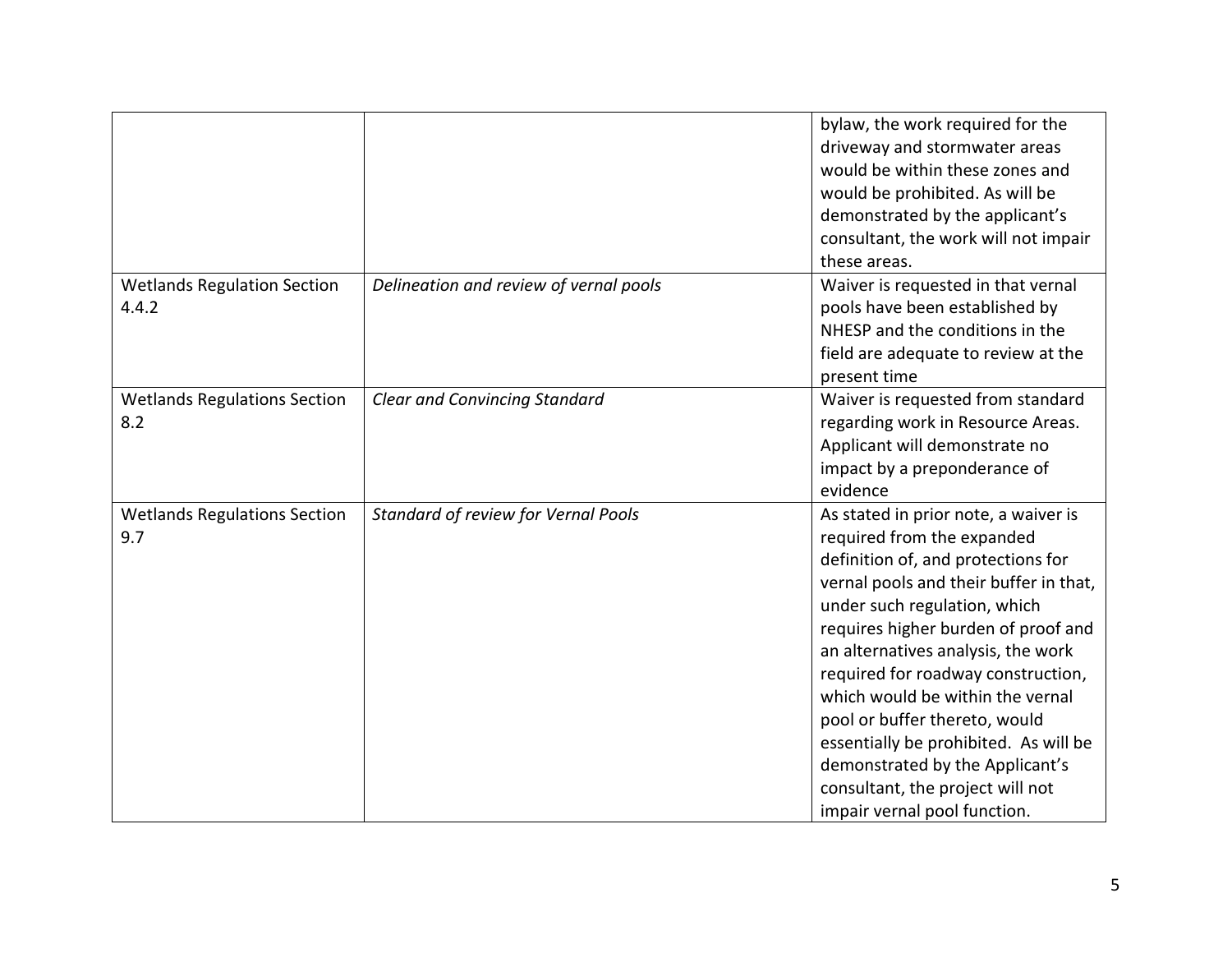| | | |
|---|---|---|
| | | bylaw, the work required for the driveway and stormwater areas would be within these zones and would be prohibited. As will be demonstrated by the applicant's consultant, the work will not impair these areas. |
| Wetlands Regulation Section 4.4.2 | *Delineation and review of vernal pools* | Waiver is requested in that vernal pools have been established by NHESP and the conditions in the field are adequate to review at the present time |
| Wetlands Regulations Section 8.2 | *Clear and Convincing Standard* | Waiver is requested from standard regarding work in Resource Areas. Applicant will demonstrate no impact by a preponderance of evidence |
| Wetlands Regulations Section 9.7 | *Standard of review for Vernal Pools* | As stated in prior note, a waiver is required from the expanded definition of, and protections for vernal pools and their buffer in that, under such regulation, which requires higher burden of proof and an alternatives analysis, the work required for roadway construction, which would be within the vernal pool or buffer thereto, would essentially be prohibited. As will be demonstrated by the Applicant's consultant, the project will not impair vernal pool function. |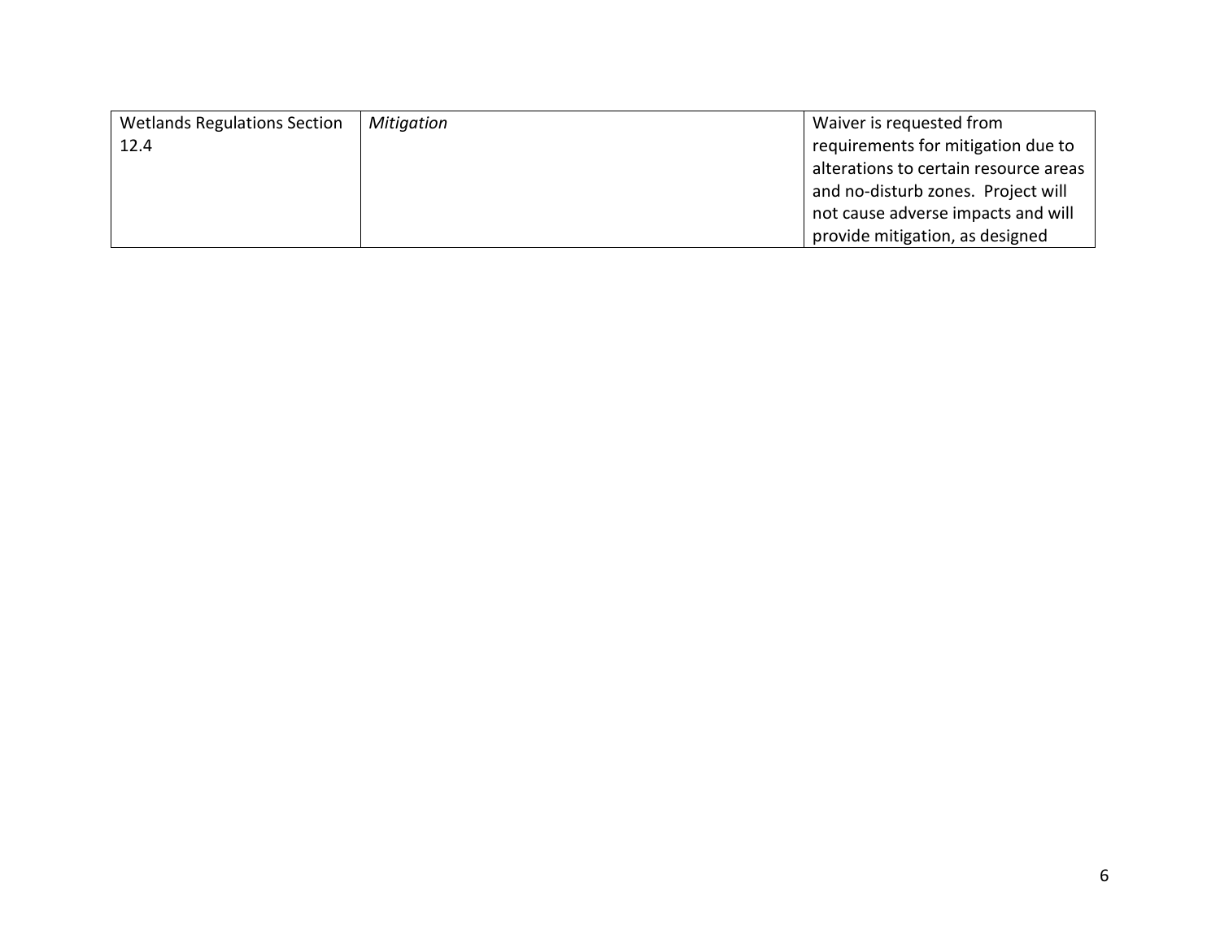| | | |
|---|---|---|
| Wetlands Regulations Section 12.4 | *Mitigation* | Waiver is requested from requirements for mitigation due to alterations to certain resource areas and no-disturb zones. Project will not cause adverse impacts and will provide mitigation, as designed |